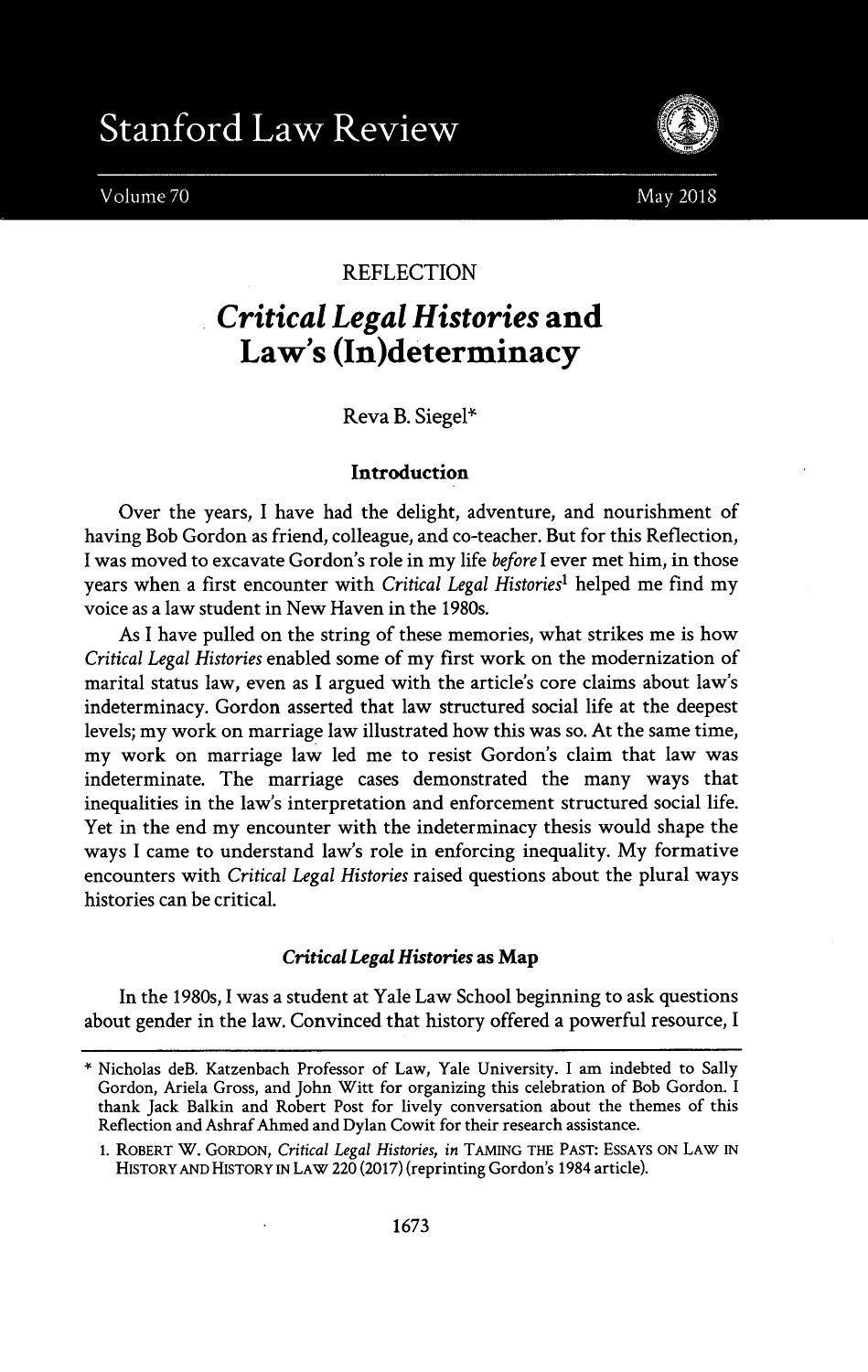REFLECTION

# *Critical Legal Histories* and Law's (In)determinacy

Reva B. Siegel*

## Introduction

Over the years, I have had the delight, adventure, and nourishment of having Bob Gordon as friend, colleague, and co-teacher. But for this Reflection, I was moved to excavate Gordon's role in my life *before* I ever met him, in those years when a first encounter with *Critical Legal Histories*[1] helped me find my voice as a law student in New Haven in the 1980s.

As I have pulled on the string of these memories, what strikes me is how *Critical Legal Histories* enabled some of my first work on the modernization of marital status law, even as I argued with the article's core claims about law's indeterminacy. Gordon asserted that law structured social life at the deepest levels; my work on marriage law illustrated how this was so. At the same time, my work on marriage law led me to resist Gordon's claim that law was indeterminate. The marriage cases demonstrated the many ways that inequalities in the law's interpretation and enforcement structured social life. Yet in the end my encounter with the indeterminacy thesis would shape the ways I came to understand law's role in enforcing inequality. My formative encounters with *Critical Legal Histories* raised questions about the plural ways histories can be critical.

## *Critical Legal Histories* as Map

In the 1980s, I was a student at Yale Law School beginning to ask questions about gender in the law. Convinced that history offered a powerful resource, I

---

\* Nicholas deB. Katzenbach Professor of Law, Yale University. I am indebted to Sally Gordon, Ariela Gross, and John Witt for organizing this celebration of Bob Gordon. I thank Jack Balkin and Robert Post for lively conversation about the themes of this Reflection and Ashraf Ahmed and Dylan Cowit for their research assistance.

1. ROBERT W. GORDON, *Critical Legal Histories*, *in* TAMING THE PAST: ESSAYS ON LAW IN HISTORY AND HISTORY IN LAW 220 (2017) (reprinting Gordon's 1984 article).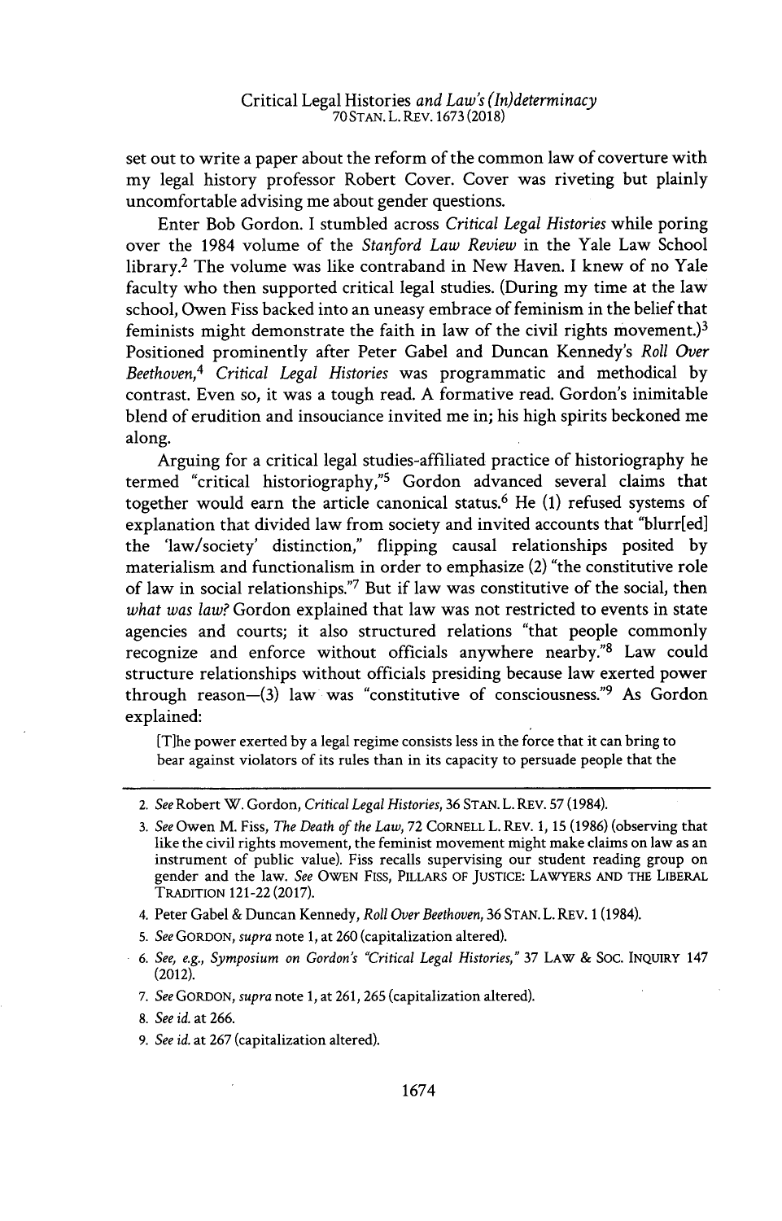set out to write a paper about the reform of the common law of coverture with my legal history professor Robert Cover. Cover was riveting but plainly uncomfortable advising me about gender questions.

Enter Bob Gordon. I stumbled across *Critical Legal Histories* while poring over the 1984 volume of the *Stanford Law Review* in the Yale Law School library.[2] The volume was like contraband in New Haven. I knew of no Yale faculty who then supported critical legal studies. (During my time at the law school, Owen Fiss backed into an uneasy embrace of feminism in the belief that feminists might demonstrate the faith in law of the civil rights movement.)[3] Positioned prominently after Peter Gabel and Duncan Kennedy's *Roll Over Beethoven*,[4] *Critical Legal Histories* was programmatic and methodical by contrast. Even so, it was a tough read. A formative read. Gordon's inimitable blend of erudition and insouciance invited me in; his high spirits beckoned me along.

Arguing for a critical legal studies-affiliated practice of historiography he termed "critical historiography,"[5] Gordon advanced several claims that together would earn the article canonical status.[6] He (1) refused systems of explanation that divided law from society and invited accounts that "blurr[ed] the 'law/society' distinction," flipping causal relationships posited by materialism and functionalism in order to emphasize (2) "the constitutive role of law in social relationships."[7] But if law was constitutive of the social, then *what was law?* Gordon explained that law was not restricted to events in state agencies and courts; it also structured relations "that people commonly recognize and enforce without officials anywhere nearby."[8] Law could structure relationships without officials presiding because law exerted power through reason—(3) law was "constitutive of consciousness."[9] As Gordon explained:

> [T]he power exerted by a legal regime consists less in the force that it can bring to bear against violators of its rules than in its capacity to persuade people that the

---

2. *See* Robert W. Gordon, *Critical Legal Histories*, 36 STAN. L. REV. 57 (1984).

3. *See* Owen M. Fiss, *The Death of the Law*, 72 CORNELL L. REV. 1, 15 (1986) (observing that like the civil rights movement, the feminist movement might make claims on law as an instrument of public value). Fiss recalls supervising our student reading group on gender and the law. *See* OWEN FISS, PILLARS OF JUSTICE: LAWYERS AND THE LIBERAL TRADITION 121-22 (2017).

4. Peter Gabel & Duncan Kennedy, *Roll Over Beethoven*, 36 STAN. L. REV. 1 (1984).

5. *See* GORDON, *supra* note 1, at 260 (capitalization altered).

6. *See, e.g.*, *Symposium on Gordon's "Critical Legal Histories,"* 37 LAW & SOC. INQUIRY 147 (2012).

7. *See* GORDON, *supra* note 1, at 261, 265 (capitalization altered).

8. *See id.* at 266.

9. *See id.* at 267 (capitalization altered).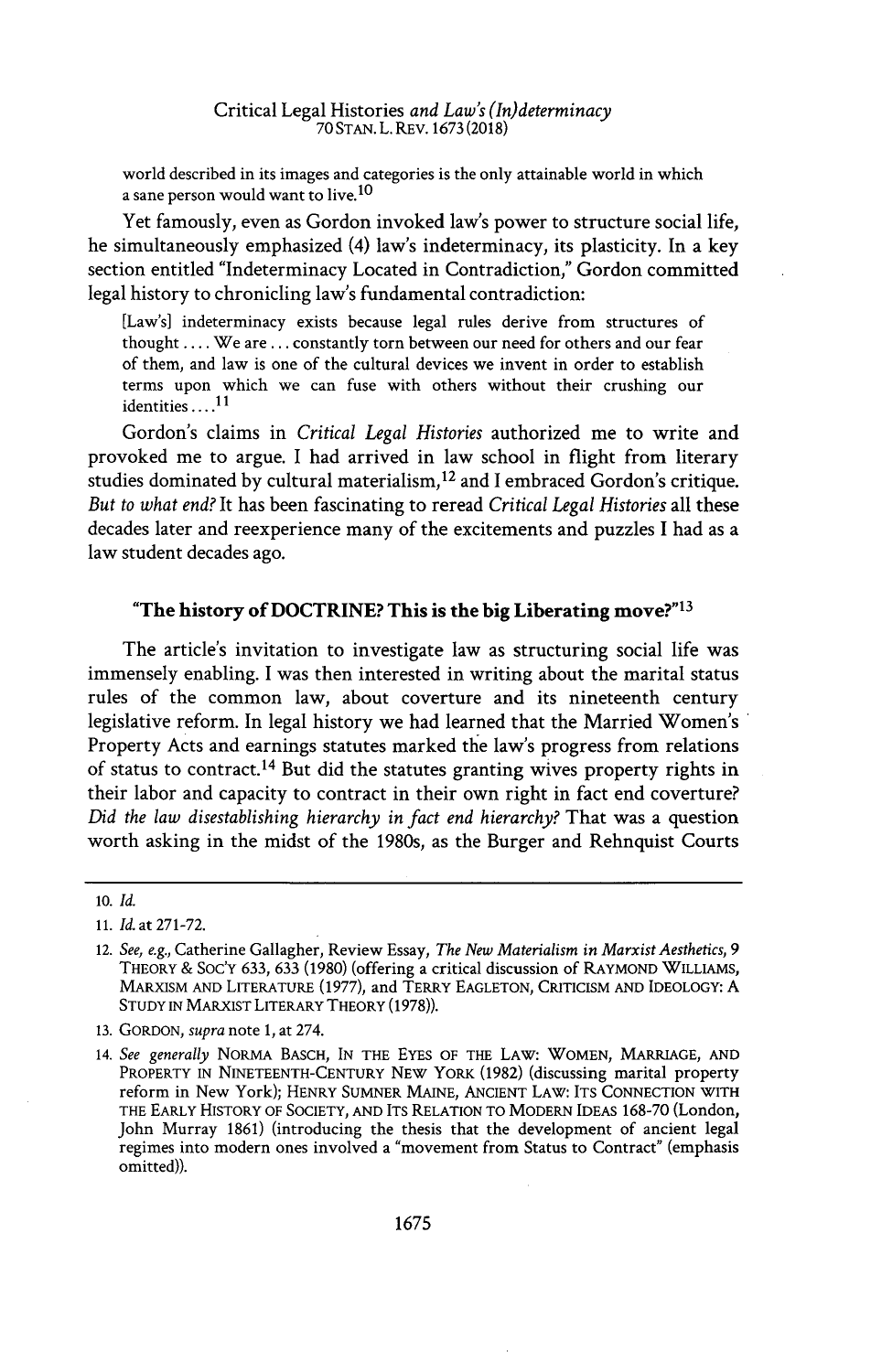world described in its images and categories is the only attainable world in which a sane person would want to live.[10]

Yet famously, even as Gordon invoked law's power to structure social life, he simultaneously emphasized (4) law's indeterminacy, its plasticity. In a key section entitled "Indeterminacy Located in Contradiction," Gordon committed legal history to chronicling law's fundamental contradiction:

> [Law's] indeterminacy exists because legal rules derive from structures of thought .... We are ... constantly torn between our need for others and our fear of them, and law is one of the cultural devices we invent in order to establish terms upon which we can fuse with others without their crushing our identities ....[11]

Gordon's claims in *Critical Legal Histories* authorized me to write and provoked me to argue. I had arrived in law school in flight from literary studies dominated by cultural materialism,[12] and I embraced Gordon's critique. *But to what end?* It has been fascinating to reread *Critical Legal Histories* all these decades later and reexperience many of the excitements and puzzles I had as a law student decades ago.

### "The history of DOCTRINE? This is the big Liberating move?"[13]

The article's invitation to investigate law as structuring social life was immensely enabling. I was then interested in writing about the marital status rules of the common law, about coverture and its nineteenth century legislative reform. In legal history we had learned that the Married Women's Property Acts and earnings statutes marked the law's progress from relations of status to contract.[14] But did the statutes granting wives property rights in their labor and capacity to contract in their own right in fact end coverture? *Did the law disestablishing hierarchy in fact end hierarchy?* That was a question worth asking in the midst of the 1980s, as the Burger and Rehnquist Courts

---

10. *Id.*

11. *Id.* at 271-72.

12. *See, e.g.*, Catherine Gallagher, Review Essay, *The New Materialism in Marxist Aesthetics*, 9 THEORY & SOC'Y 633, 633 (1980) (offering a critical discussion of RAYMOND WILLIAMS, MARXISM AND LITERATURE (1977), and TERRY EAGLETON, CRITICISM AND IDEOLOGY: A STUDY IN MARXIST LITERARY THEORY (1978)).

13. GORDON, *supra* note 1, at 274.

14. *See generally* NORMA BASCH, IN THE EYES OF THE LAW: WOMEN, MARRIAGE, AND PROPERTY IN NINETEENTH-CENTURY NEW YORK (1982) (discussing marital property reform in New York); HENRY SUMNER MAINE, ANCIENT LAW: ITS CONNECTION WITH THE EARLY HISTORY OF SOCIETY, AND ITS RELATION TO MODERN IDEAS 168-70 (London, John Murray 1861) (introducing the thesis that the development of ancient legal regimes into modern ones involved a "movement from Status to Contract" (emphasis omitted)).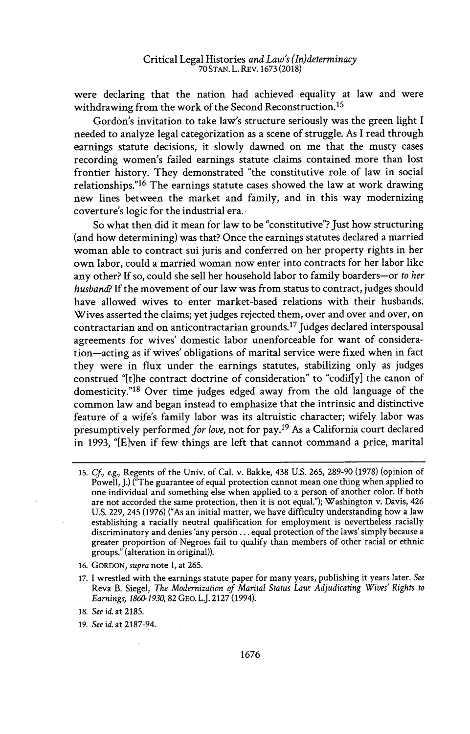were declaring that the nation had achieved equality at law and were withdrawing from the work of the Second Reconstruction.[15]

Gordon's invitation to take law's structure seriously was the green light I needed to analyze legal categorization as a scene of struggle. As I read through earnings statute decisions, it slowly dawned on me that the musty cases recording women's failed earnings statute claims contained more than lost frontier history. They demonstrated "the constitutive role of law in social relationships."[16] The earnings statute cases showed the law at work drawing new lines between the market and family, and in this way modernizing coverture's logic for the industrial era.

So what then did it mean for law to be "constitutive"? Just how structuring (and how determining) was that? Once the earnings statutes declared a married woman able to contract sui juris and conferred on her property rights in her own labor, could a married woman now enter into contracts for her labor like any other? If so, could she sell her household labor to family boarders—or *to her husband*? If the movement of our law was from status to contract, judges should have allowed wives to enter market-based relations with their husbands. Wives asserted the claims; yet judges rejected them, over and over and over, on contractarian and on anticontractarian grounds.[17] Judges declared interspousal agreements for wives' domestic labor unenforceable for want of consideration—acting as if wives' obligations of marital service were fixed when in fact they were in flux under the earnings statutes, stabilizing only as judges construed "[t]he contract doctrine of consideration" to "codif[y] the canon of domesticity."[18] Over time judges edged away from the old language of the common law and began instead to emphasize that the intrinsic and distinctive feature of a wife's family labor was its altruistic character; wifely labor was presumptively performed *for love*, not for pay.[19] As a California court declared in 1993, "[E]ven if few things are left that cannot command a price, marital

---

15. *Cf., e.g.*, Regents of the Univ. of Cal. v. Bakke, 438 U.S. 265, 289-90 (1978) (opinion of Powell, J.) ("The guarantee of equal protection cannot mean one thing when applied to one individual and something else when applied to a person of another color. If both are not accorded the same protection, then it is not equal."); Washington v. Davis, 426 U.S. 229, 245 (1976) ("As an initial matter, we have difficulty understanding how a law establishing a racially neutral qualification for employment is nevertheless racially discriminatory and denies 'any person . . . equal protection of the laws' simply because a greater proportion of Negroes fail to qualify than members of other racial or ethnic groups." (alteration in original)).

16. GORDON, *supra* note 1, at 265.

17. I wrestled with the earnings statute paper for many years, publishing it years later. *See* Reva B. Siegel, *The Modernization of Marital Status Law: Adjudicating Wives' Rights to Earnings, 1860-1930*, 82 GEO. L.J. 2127 (1994).

18. *See id.* at 2185.

19. *See id.* at 2187-94.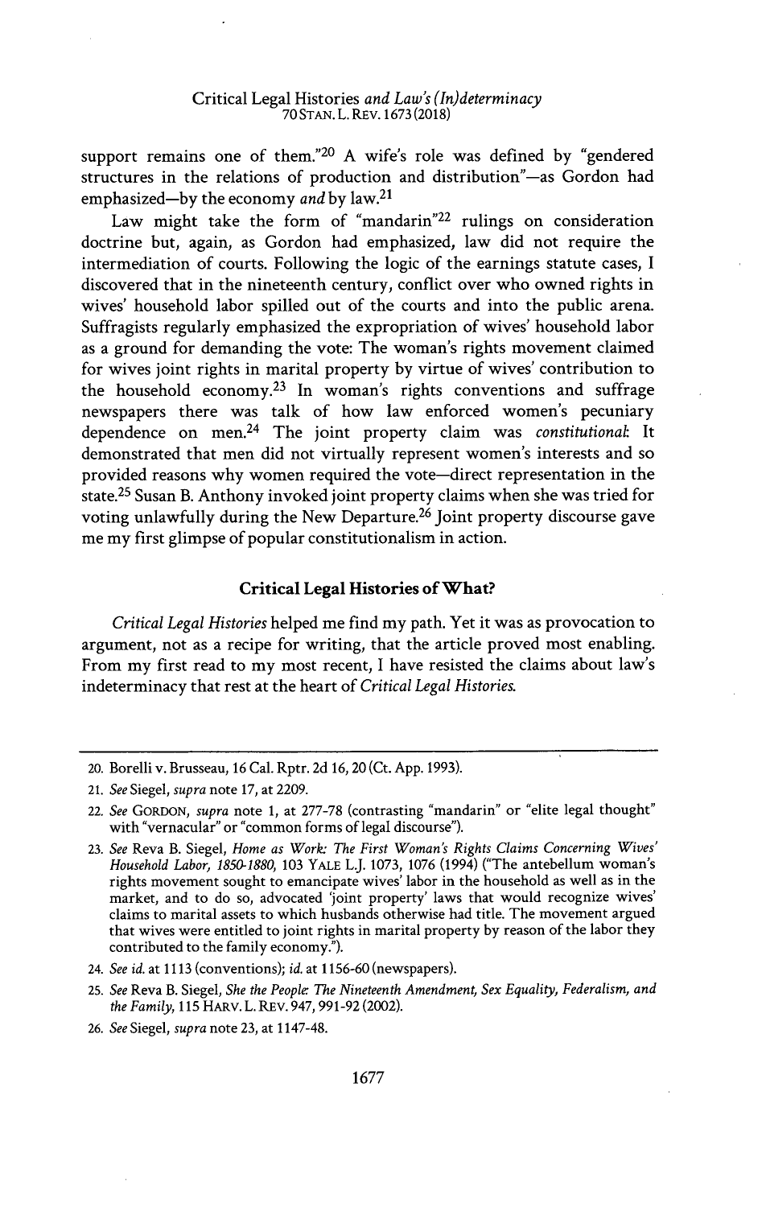support remains one of them."[20] A wife's role was defined by "gendered structures in the relations of production and distribution"—as Gordon had emphasized—by the economy *and* by law.[21]

Law might take the form of "mandarin"[22] rulings on consideration doctrine but, again, as Gordon had emphasized, law did not require the intermediation of courts. Following the logic of the earnings statute cases, I discovered that in the nineteenth century, conflict over who owned rights in wives' household labor spilled out of the courts and into the public arena. Suffragists regularly emphasized the expropriation of wives' household labor as a ground for demanding the vote: The woman's rights movement claimed for wives joint rights in marital property by virtue of wives' contribution to the household economy.[23] In woman's rights conventions and suffrage newspapers there was talk of how law enforced women's pecuniary dependence on men.[24] The joint property claim was *constitutional*: It demonstrated that men did not virtually represent women's interests and so provided reasons why women required the vote—direct representation in the state.[25] Susan B. Anthony invoked joint property claims when she was tried for voting unlawfully during the New Departure.[26] Joint property discourse gave me my first glimpse of popular constitutionalism in action.

## Critical Legal Histories of What?

*Critical Legal Histories* helped me find my path. Yet it was as provocation to argument, not as a recipe for writing, that the article proved most enabling. From my first read to my most recent, I have resisted the claims about law's indeterminacy that rest at the heart of *Critical Legal Histories*.

---

20. Borelli v. Brusseau, 16 Cal. Rptr. 2d 16, 20 (Ct. App. 1993).

21. *See* Siegel, *supra* note 17, at 2209.

22. *See* GORDON, *supra* note 1, at 277-78 (contrasting "mandarin" or "elite legal thought" with "vernacular" or "common forms of legal discourse").

23. *See* Reva B. Siegel, *Home as Work: The First Woman's Rights Claims Concerning Wives' Household Labor, 1850-1880*, 103 YALE L.J. 1073, 1076 (1994) ("The antebellum woman's rights movement sought to emancipate wives' labor in the household as well as in the market, and to do so, advocated 'joint property' laws that would recognize wives' claims to marital assets to which husbands otherwise had title. The movement argued that wives were entitled to joint rights in marital property by reason of the labor they contributed to the family economy.").

24. *See id.* at 1113 (conventions); *id.* at 1156-60 (newspapers).

25. *See* Reva B. Siegel, *She the People: The Nineteenth Amendment, Sex Equality, Federalism, and the Family*, 115 HARV. L. REV. 947, 991-92 (2002).

26. *See* Siegel, *supra* note 23, at 1147-48.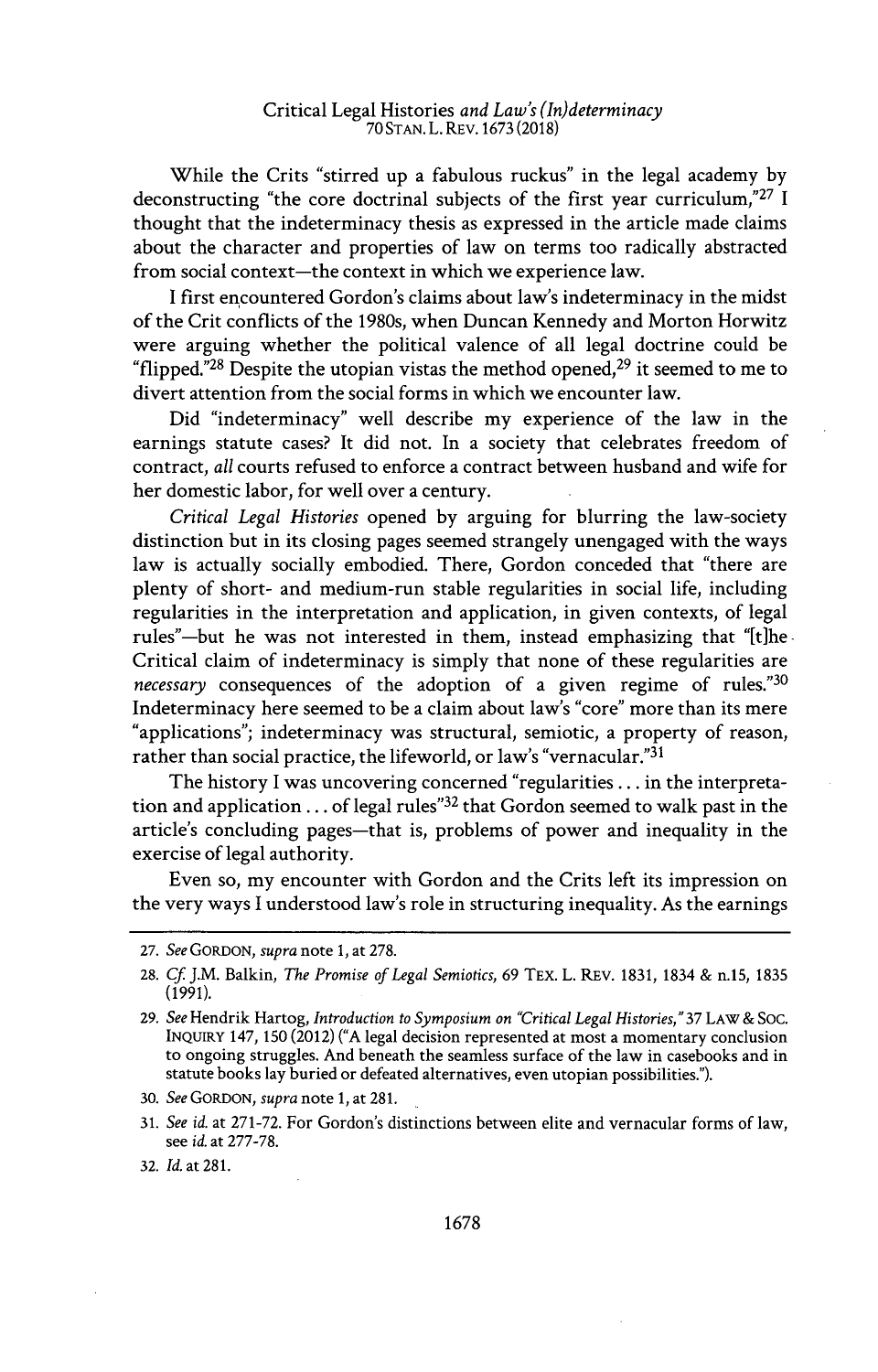While the Crits "stirred up a fabulous ruckus" in the legal academy by deconstructing "the core doctrinal subjects of the first year curriculum,"[27] I thought that the indeterminacy thesis as expressed in the article made claims about the character and properties of law on terms too radically abstracted from social context—the context in which we experience law.

I first encountered Gordon's claims about law's indeterminacy in the midst of the Crit conflicts of the 1980s, when Duncan Kennedy and Morton Horwitz were arguing whether the political valence of all legal doctrine could be "flipped."[28] Despite the utopian vistas the method opened,[29] it seemed to me to divert attention from the social forms in which we encounter law.

Did "indeterminacy" well describe my experience of the law in the earnings statute cases? It did not. In a society that celebrates freedom of contract, *all* courts refused to enforce a contract between husband and wife for her domestic labor, for well over a century.

*Critical Legal Histories* opened by arguing for blurring the law-society distinction but in its closing pages seemed strangely unengaged with the ways law is actually socially embodied. There, Gordon conceded that "there are plenty of short- and medium-run stable regularities in social life, including regularities in the interpretation and application, in given contexts, of legal rules"—but he was not interested in them, instead emphasizing that "[t]he Critical claim of indeterminacy is simply that none of these regularities are *necessary* consequences of the adoption of a given regime of rules."[30] Indeterminacy here seemed to be a claim about law's "core" more than its mere "applications"; indeterminacy was structural, semiotic, a property of reason, rather than social practice, the lifeworld, or law's "vernacular."[31]

The history I was uncovering concerned "regularities . . . in the interpretation and application . . . of legal rules"[32] that Gordon seemed to walk past in the article's concluding pages—that is, problems of power and inequality in the exercise of legal authority.

Even so, my encounter with Gordon and the Crits left its impression on the very ways I understood law's role in structuring inequality. As the earnings

---

27. *See* GORDON, *supra* note 1, at 278.

28. *Cf.* J.M. Balkin, *The Promise of Legal Semiotics*, 69 TEX. L. REV. 1831, 1834 & n.15, 1835 (1991).

29. *See* Hendrik Hartog, *Introduction to Symposium on "Critical Legal Histories,"* 37 LAW & SOC. INQUIRY 147, 150 (2012) ("A legal decision represented at most a momentary conclusion to ongoing struggles. And beneath the seamless surface of the law in casebooks and in statute books lay buried or defeated alternatives, even utopian possibilities.").

30. *See* GORDON, *supra* note 1, at 281.

31. *See id.* at 271-72. For Gordon's distinctions between elite and vernacular forms of law, see *id.* at 277-78.

32. *Id.* at 281.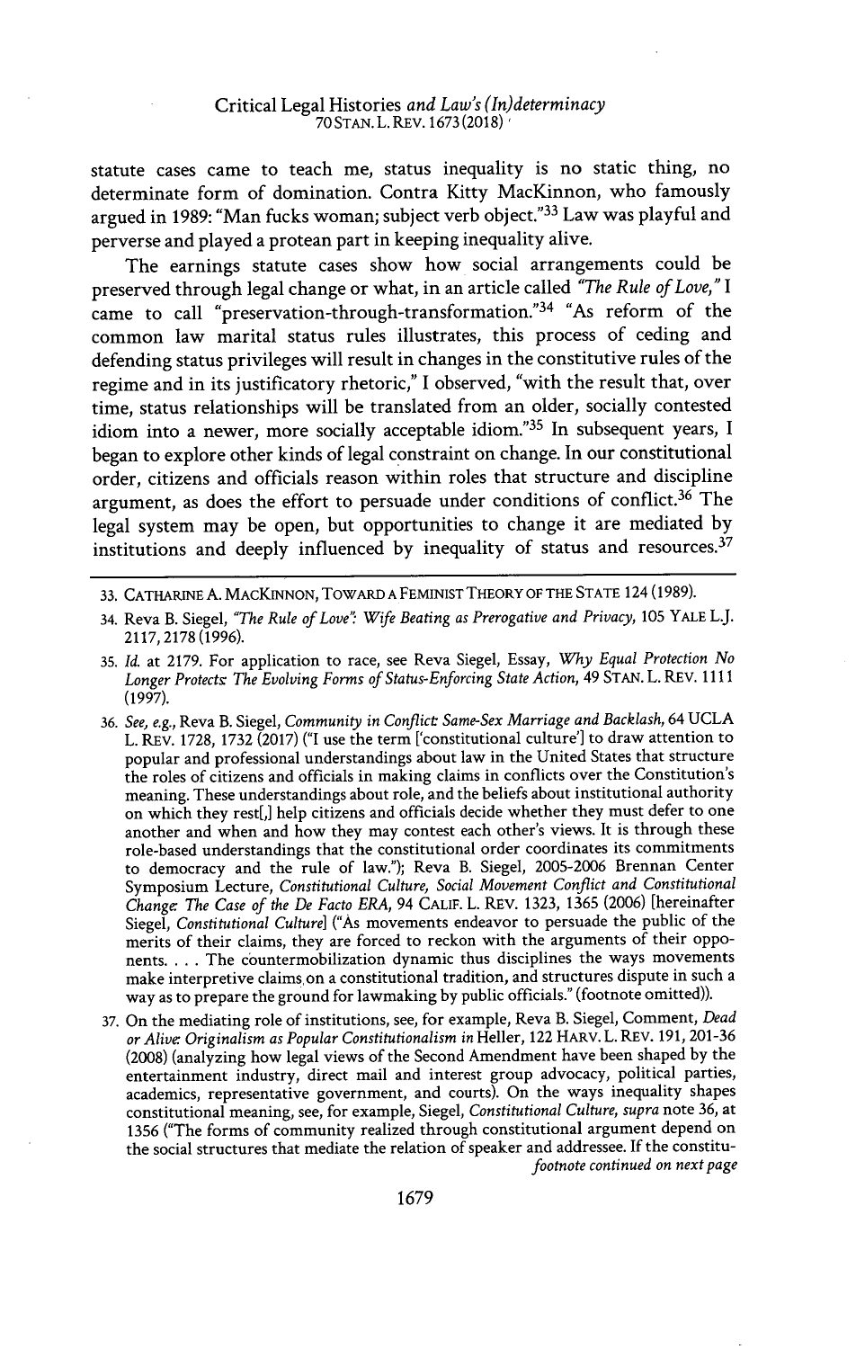statute cases came to teach me, status inequality is no static thing, no determinate form of domination. Contra Kitty MacKinnon, who famously argued in 1989: "Man fucks woman; subject verb object."[33] Law was playful and perverse and played a protean part in keeping inequality alive.

The earnings statute cases show how social arrangements could be preserved through legal change or what, in an article called *"The Rule of Love,"* I came to call "preservation-through-transformation."[34] "As reform of the common law marital status rules illustrates, this process of ceding and defending status privileges will result in changes in the constitutive rules of the regime and in its justificatory rhetoric," I observed, "with the result that, over time, status relationships will be translated from an older, socially contested idiom into a newer, more socially acceptable idiom."[35] In subsequent years, I began to explore other kinds of legal constraint on change. In our constitutional order, citizens and officials reason within roles that structure and discipline argument, as does the effort to persuade under conditions of conflict.[36] The legal system may be open, but opportunities to change it are mediated by institutions and deeply influenced by inequality of status and resources.[37]

---

33. CATHARINE A. MACKINNON, TOWARD A FEMINIST THEORY OF THE STATE 124 (1989).

34. Reva B. Siegel, *"The Rule of Love": Wife Beating as Prerogative and Privacy*, 105 YALE L.J. 2117, 2178 (1996).

35. *Id.* at 2179. For application to race, see Reva Siegel, Essay, *Why Equal Protection No Longer Protects: The Evolving Forms of Status-Enforcing State Action*, 49 STAN. L. REV. 1111 (1997).

36. *See, e.g.*, Reva B. Siegel, *Community in Conflict: Same-Sex Marriage and Backlash*, 64 UCLA L. REV. 1728, 1732 (2017) ("I use the term ['constitutional culture'] to draw attention to popular and professional understandings about law in the United States that structure the roles of citizens and officials in making claims in conflicts over the Constitution's meaning. These understandings about role, and the beliefs about institutional authority on which they rest[,] help citizens and officials decide whether they must defer to one another and when and how they may contest each other's views. It is through these role-based understandings that the constitutional order coordinates its commitments to democracy and the rule of law."); Reva B. Siegel, 2005-2006 Brennan Center Symposium Lecture, *Constitutional Culture, Social Movement Conflict and Constitutional Change: The Case of the De Facto ERA*, 94 CALIF. L. REV. 1323, 1365 (2006) [hereinafter Siegel, *Constitutional Culture*] ("As movements endeavor to persuade the public of the merits of their claims, they are forced to reckon with the arguments of their opponents. . . . The countermobilization dynamic thus disciplines the ways movements make interpretive claims on a constitutional tradition, and structures dispute in such a way as to prepare the ground for lawmaking by public officials." (footnote omitted)).

37. On the mediating role of institutions, see, for example, Reva B. Siegel, Comment, *Dead or Alive: Originalism as Popular Constitutionalism in* Heller, 122 HARV. L. REV. 191, 201-36 (2008) (analyzing how legal views of the Second Amendment have been shaped by the entertainment industry, direct mail and interest group advocacy, political parties, academics, representative government, and courts). On the ways inequality shapes constitutional meaning, see, for example, Siegel, *Constitutional Culture*, *supra* note 36, at 1356 ("The forms of community realized through constitutional argument depend on the social structures that mediate the relation of speaker and addressee. If the constitu-

*footnote continued on next page*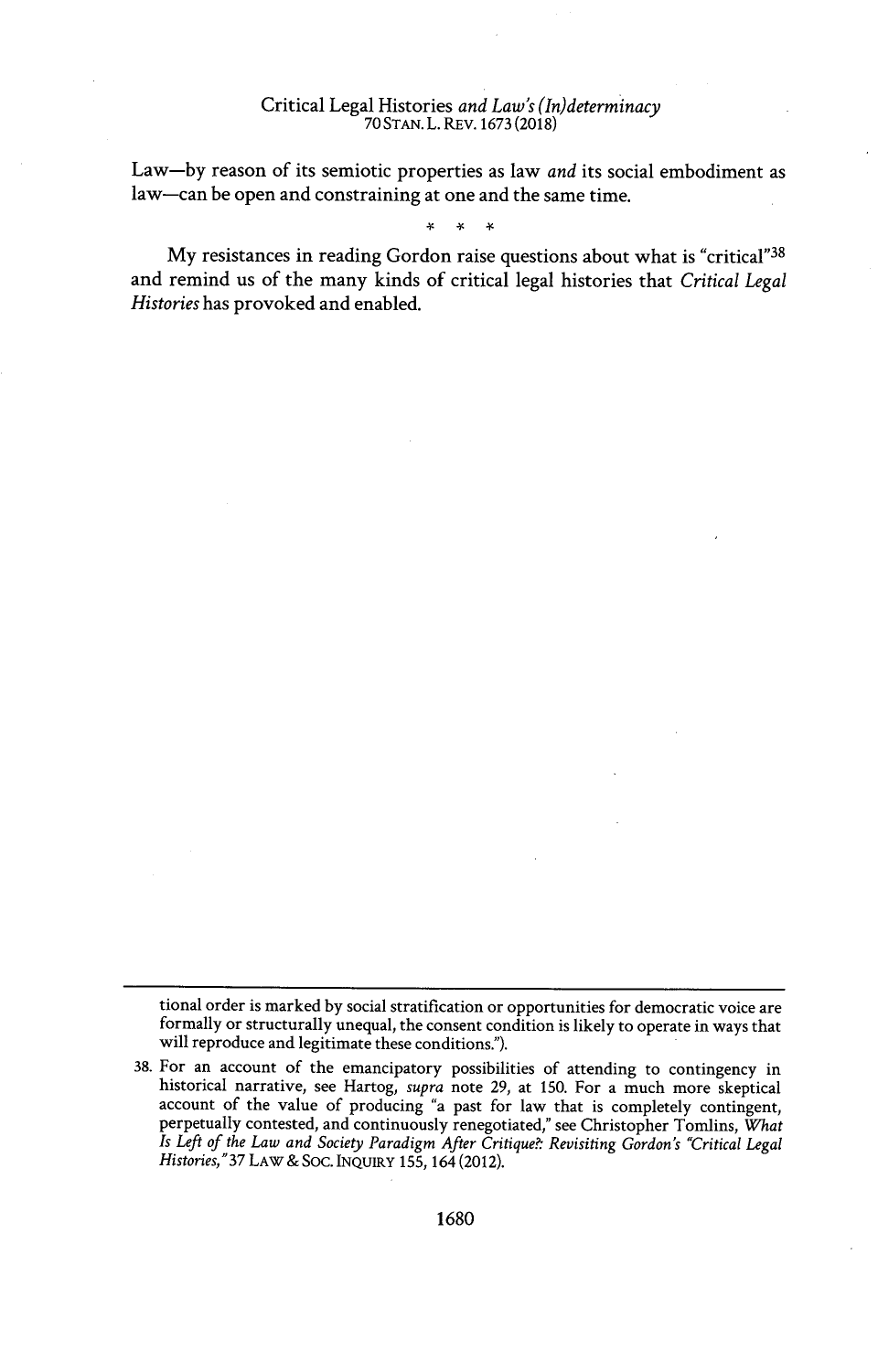Law—by reason of its semiotic properties as law *and* its social embodiment as law—can be open and constraining at one and the same time.

\* \* \*

My resistances in reading Gordon raise questions about what is "critical"[38] and remind us of the many kinds of critical legal histories that *Critical Legal Histories* has provoked and enabled.

---

tional order is marked by social stratification or opportunities for democratic voice are formally or structurally unequal, the consent condition is likely to operate in ways that will reproduce and legitimate these conditions.").

38. For an account of the emancipatory possibilities of attending to contingency in historical narrative, see Hartog, *supra* note 29, at 150. For a much more skeptical account of the value of producing "a past for law that is completely contingent, perpetually contested, and continuously renegotiated," see Christopher Tomlins, *What Is Left of the Law and Society Paradigm After Critique?: Revisiting Gordon's "Critical Legal Histories,"* 37 LAW & SOC. INQUIRY 155, 164 (2012).